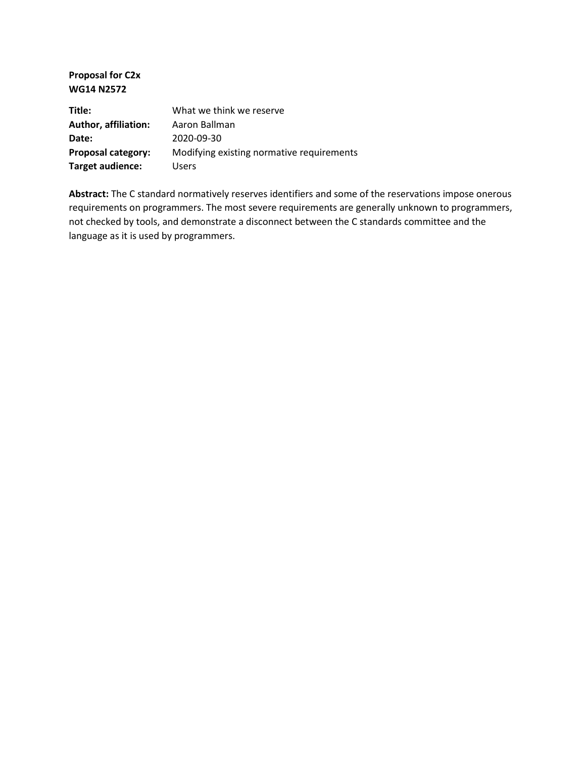**Proposal for C2x**
**WG14 N2572**

| | |
|---|---|
| **Title:** | What we think we reserve |
| **Author, affiliation:** | Aaron Ballman |
| **Date:** | 2020-09-30 |
| **Proposal category:** | Modifying existing normative requirements |
| **Target audience:** | Users |

**Abstract:** The C standard normatively reserves identifiers and some of the reservations impose onerous requirements on programmers. The most severe requirements are generally unknown to programmers, not checked by tools, and demonstrate a disconnect between the C standards committee and the language as it is used by programmers.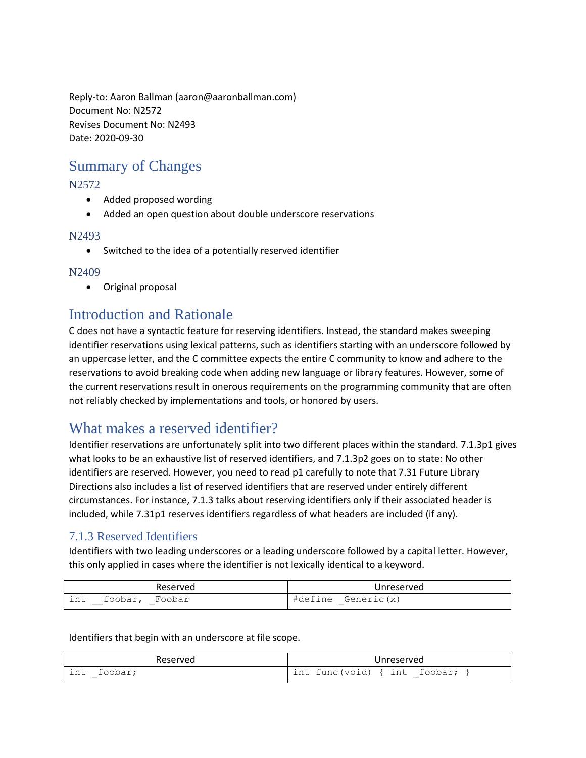Reply-to: Aaron Ballman (aaron@aaronballman.com)
Document No: N2572
Revises Document No: N2493
Date: 2020-09-30

# Summary of Changes

## N2572

- Added proposed wording
- Added an open question about double underscore reservations

## N2493

- Switched to the idea of a potentially reserved identifier

## N2409

- Original proposal

# Introduction and Rationale

C does not have a syntactic feature for reserving identifiers. Instead, the standard makes sweeping identifier reservations using lexical patterns, such as identifiers starting with an underscore followed by an uppercase letter, and the C committee expects the entire C community to know and adhere to the reservations to avoid breaking code when adding new language or library features. However, some of the current reservations result in onerous requirements on the programming community that are often not reliably checked by implementations and tools, or honored by users.

# What makes a reserved identifier?

Identifier reservations are unfortunately split into two different places within the standard. 7.1.3p1 gives what looks to be an exhaustive list of reserved identifiers, and 7.1.3p2 goes on to state: No other identifiers are reserved. However, you need to read p1 carefully to note that 7.31 Future Library Directions also includes a list of reserved identifiers that are reserved under entirely different circumstances. For instance, 7.1.3 talks about reserving identifiers only if their associated header is included, while 7.31p1 reserves identifiers regardless of what headers are included (if any).

## 7.1.3 Reserved Identifiers

Identifiers with two leading underscores or a leading underscore followed by a capital letter. However, this only applied in cases where the identifier is not lexically identical to a keyword.

| Reserved | Unreserved |
|---|---|
| `int __foobar, _Foobar` | `#define _Generic(x)` |

Identifiers that begin with an underscore at file scope.

| Reserved | Unreserved |
|---|---|
| `int _foobar;` | `int func(void) { int _foobar; }` |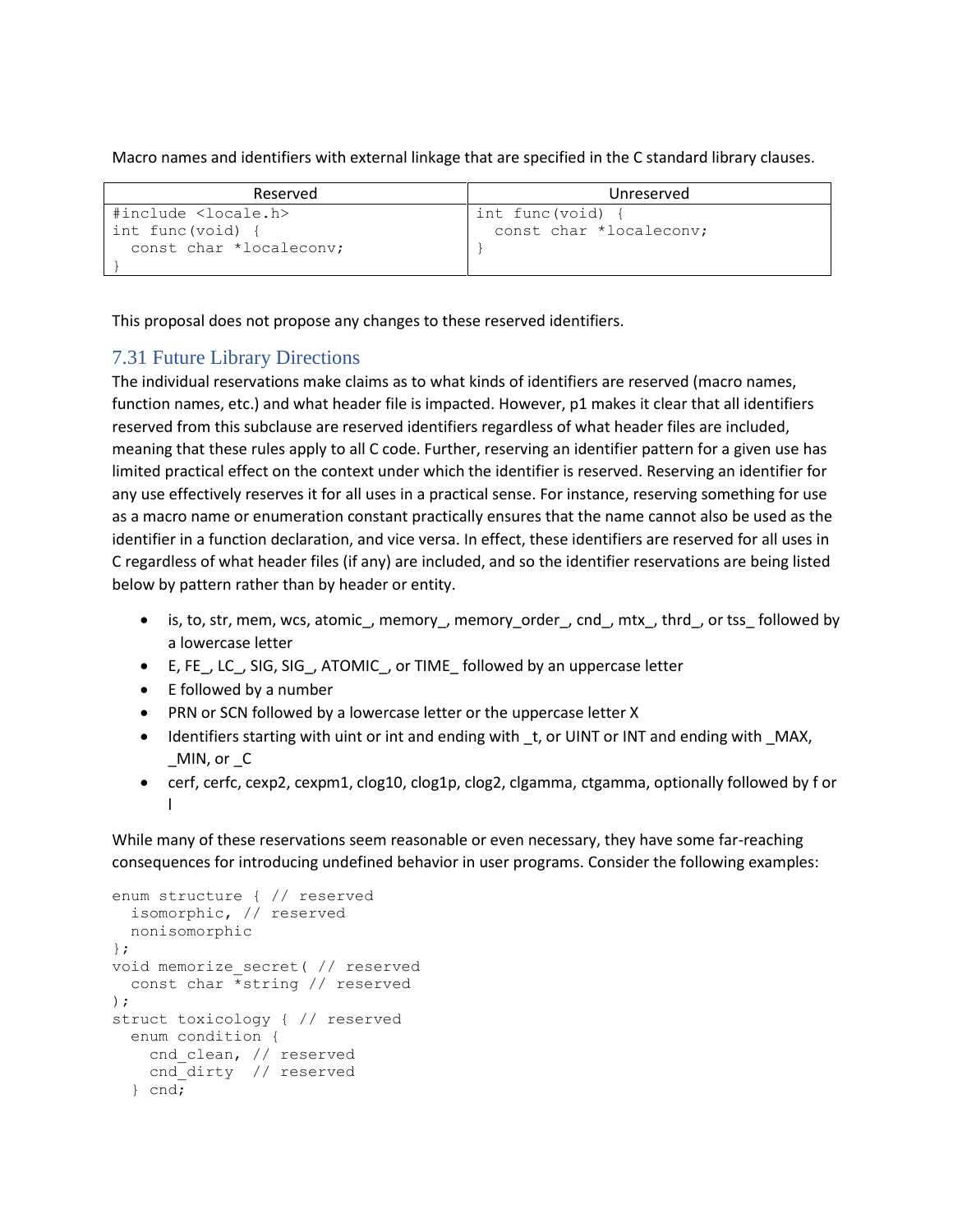Macro names and identifiers with external linkage that are specified in the C standard library clauses.

| Reserved | Unreserved |
|---|---|
| `#include <locale.h>`<br>`int func(void) {`<br>`  const char *localeconv;`<br>`}` | `int func(void) {`<br>`  const char *localeconv;`<br>`}` |

This proposal does not propose any changes to these reserved identifiers.

## 7.31 Future Library Directions

The individual reservations make claims as to what kinds of identifiers are reserved (macro names, function names, etc.) and what header file is impacted. However, p1 makes it clear that all identifiers reserved from this subclause are reserved identifiers regardless of what header files are included, meaning that these rules apply to all C code. Further, reserving an identifier pattern for a given use has limited practical effect on the context under which the identifier is reserved. Reserving an identifier for any use effectively reserves it for all uses in a practical sense. For instance, reserving something for use as a macro name or enumeration constant practically ensures that the name cannot also be used as the identifier in a function declaration, and vice versa. In effect, these identifiers are reserved for all uses in C regardless of what header files (if any) are included, and so the identifier reservations are being listed below by pattern rather than by header or entity.

- is, to, str, mem, wcs, atomic_, memory_, memory_order_, cnd_, mtx_, thrd_, or tss_ followed by a lowercase letter
- E, FE_, LC_, SIG, SIG_, ATOMIC_, or TIME_ followed by an uppercase letter
- E followed by a number
- PRN or SCN followed by a lowercase letter or the uppercase letter X
- Identifiers starting with uint or int and ending with _t, or UINT or INT and ending with _MAX, _MIN, or _C
- cerf, cerfc, cexp2, cexpm1, clog10, clog1p, clog2, clgamma, ctgamma, optionally followed by f or l

While many of these reservations seem reasonable or even necessary, they have some far-reaching consequences for introducing undefined behavior in user programs. Consider the following examples:

```
enum structure { // reserved
  isomorphic, // reserved
  nonisomorphic
};
void memorize_secret( // reserved
  const char *string // reserved
);
struct toxicology { // reserved
  enum condition {
    cnd_clean, // reserved
    cnd_dirty  // reserved
  } cnd;
```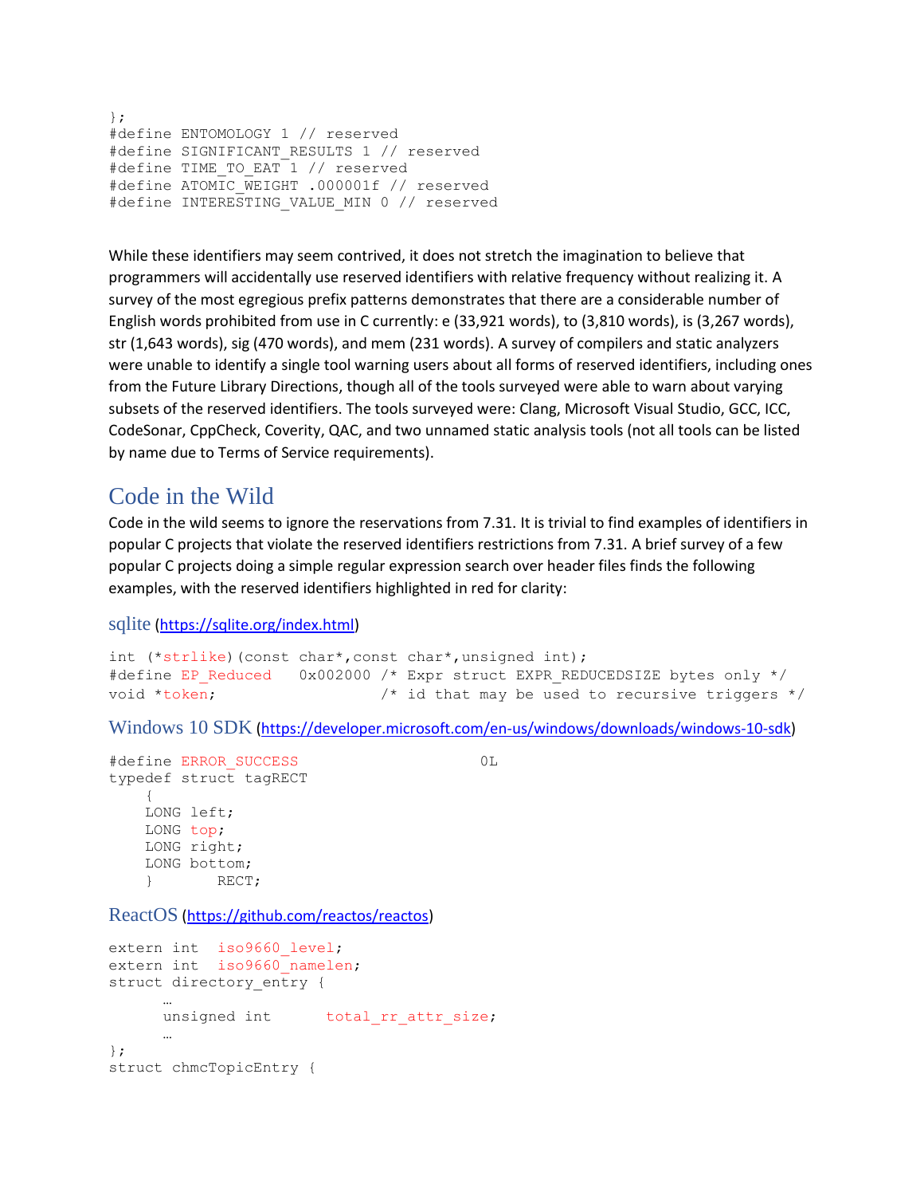```
};
#define ENTOMOLOGY 1 // reserved
#define SIGNIFICANT_RESULTS 1 // reserved
#define TIME_TO_EAT 1 // reserved
#define ATOMIC_WEIGHT .000001f // reserved
#define INTERESTING_VALUE_MIN 0 // reserved
```

While these identifiers may seem contrived, it does not stretch the imagination to believe that programmers will accidentally use reserved identifiers with relative frequency without realizing it. A survey of the most egregious prefix patterns demonstrates that there are a considerable number of English words prohibited from use in C currently: e (33,921 words), to (3,810 words), is (3,267 words), str (1,643 words), sig (470 words), and mem (231 words). A survey of compilers and static analyzers were unable to identify a single tool warning users about all forms of reserved identifiers, including ones from the Future Library Directions, though all of the tools surveyed were able to warn about varying subsets of the reserved identifiers. The tools surveyed were: Clang, Microsoft Visual Studio, GCC, ICC, CodeSonar, CppCheck, Coverity, QAC, and two unnamed static analysis tools (not all tools can be listed by name due to Terms of Service requirements).

## Code in the Wild

Code in the wild seems to ignore the reservations from 7.31. It is trivial to find examples of identifiers in popular C projects that violate the reserved identifiers restrictions from 7.31. A brief survey of a few popular C projects doing a simple regular expression search over header files finds the following examples, with the reserved identifiers highlighted in red for clarity:

### sqlite (https://sqlite.org/index.html)

```
int (*strlike)(const char*,const char*,unsigned int);
#define EP_Reduced   0x002000 /* Expr struct EXPR_REDUCEDSIZE bytes only */
void *token;                  /* id that may be used to recursive triggers */
```

### Windows 10 SDK (https://developer.microsoft.com/en-us/windows/downloads/windows-10-sdk)

```
#define ERROR_SUCCESS                    0L
typedef struct tagRECT
    {
    LONG left;
    LONG top;
    LONG right;
    LONG bottom;
    }       RECT;
```

### ReactOS (https://github.com/reactos/reactos)

```
extern int  iso9660_level;
extern int  iso9660_namelen;
struct directory_entry {
      …
      unsigned int      total_rr_attr_size;
      …
};
struct chmcTopicEntry {
```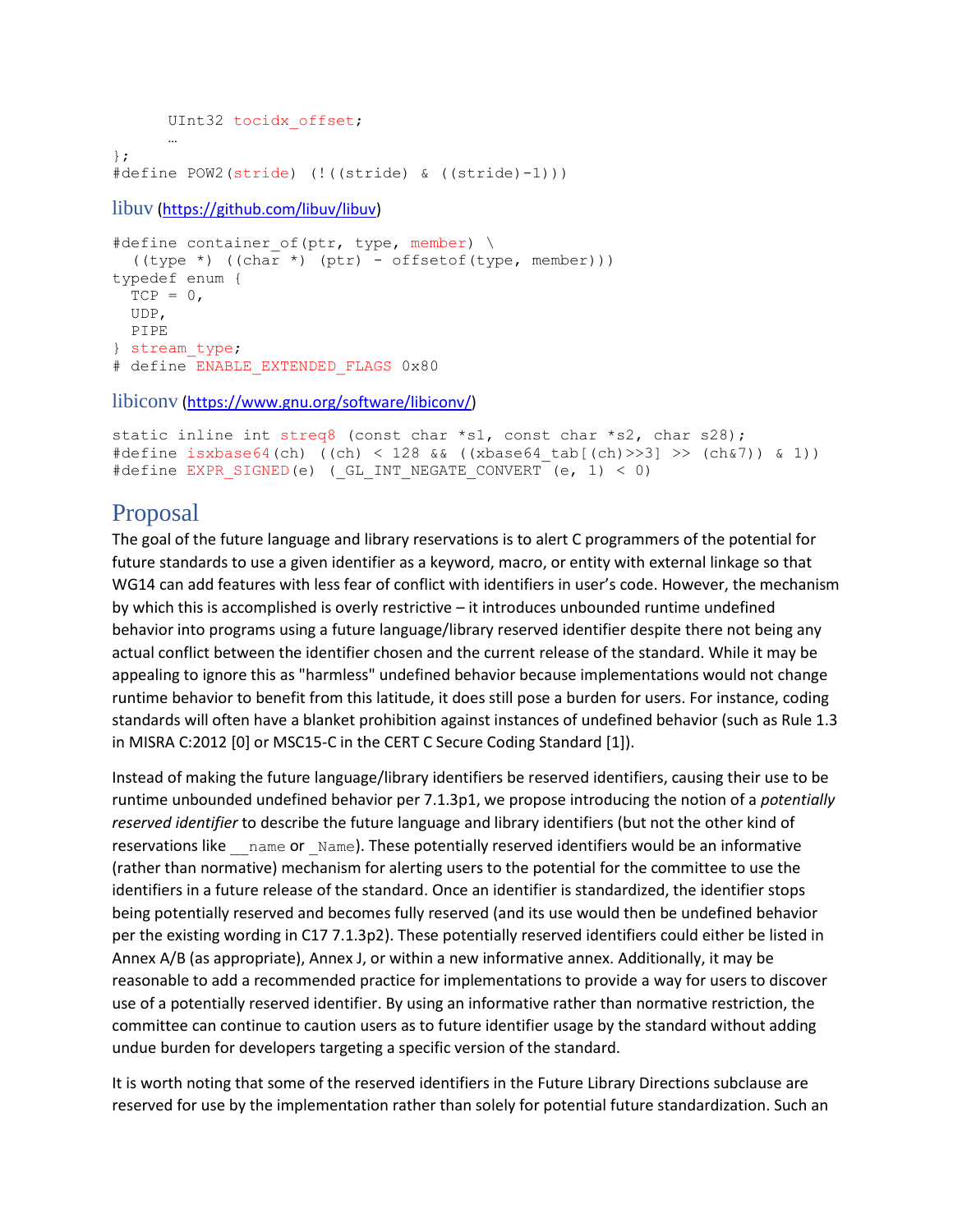```
    UInt32 tocidx_offset;
    …
};
#define POW2(stride) (!((stride) & ((stride)-1)))
```

### libuv (https://github.com/libuv/libuv)

```
#define container_of(ptr, type, member) \
  ((type *) ((char *) (ptr) - offsetof(type, member)))
typedef enum {
  TCP = 0,
  UDP,
  PIPE
} stream_type;
# define ENABLE_EXTENDED_FLAGS 0x80
```

### libiconv (https://www.gnu.org/software/libiconv/)

```
static inline int streq8 (const char *s1, const char *s2, char s28);
#define isxbase64(ch) ((ch) < 128 && ((xbase64_tab[(ch)>>3] >> (ch&7)) & 1))
#define EXPR_SIGNED(e) (_GL_INT_NEGATE_CONVERT (e, 1) < 0)
```

## Proposal

The goal of the future language and library reservations is to alert C programmers of the potential for future standards to use a given identifier as a keyword, macro, or entity with external linkage so that WG14 can add features with less fear of conflict with identifiers in user's code. However, the mechanism by which this is accomplished is overly restrictive – it introduces unbounded runtime undefined behavior into programs using a future language/library reserved identifier despite there not being any actual conflict between the identifier chosen and the current release of the standard. While it may be appealing to ignore this as "harmless" undefined behavior because implementations would not change runtime behavior to benefit from this latitude, it does still pose a burden for users. For instance, coding standards will often have a blanket prohibition against instances of undefined behavior (such as Rule 1.3 in MISRA C:2012 [0] or MSC15-C in the CERT C Secure Coding Standard [1]).

Instead of making the future language/library identifiers be reserved identifiers, causing their use to be runtime unbounded undefined behavior per 7.1.3p1, we propose introducing the notion of a *potentially reserved identifier* to describe the future language and library identifiers (but not the other kind of reservations like `__name` or `_Name`). These potentially reserved identifiers would be an informative (rather than normative) mechanism for alerting users to the potential for the committee to use the identifiers in a future release of the standard. Once an identifier is standardized, the identifier stops being potentially reserved and becomes fully reserved (and its use would then be undefined behavior per the existing wording in C17 7.1.3p2). These potentially reserved identifiers could either be listed in Annex A/B (as appropriate), Annex J, or within a new informative annex. Additionally, it may be reasonable to add a recommended practice for implementations to provide a way for users to discover use of a potentially reserved identifier. By using an informative rather than normative restriction, the committee can continue to caution users as to future identifier usage by the standard without adding undue burden for developers targeting a specific version of the standard.

It is worth noting that some of the reserved identifiers in the Future Library Directions subclause are reserved for use by the implementation rather than solely for potential future standardization. Such an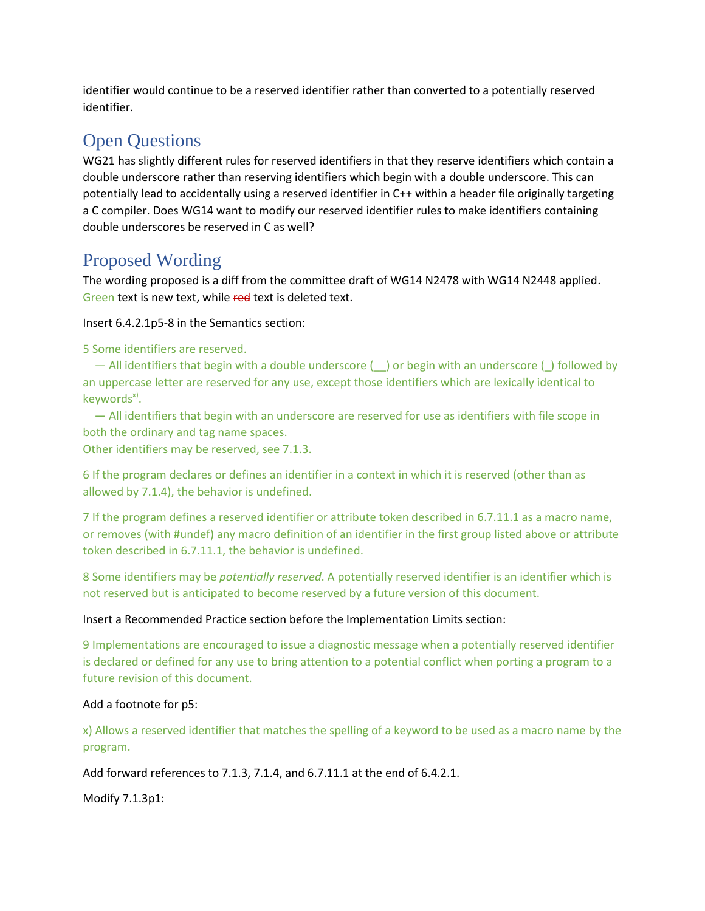identifier would continue to be a reserved identifier rather than converted to a potentially reserved identifier.

## Open Questions

WG21 has slightly different rules for reserved identifiers in that they reserve identifiers which contain a double underscore rather than reserving identifiers which begin with a double underscore. This can potentially lead to accidentally using a reserved identifier in C++ within a header file originally targeting a C compiler. Does WG14 want to modify our reserved identifier rules to make identifiers containing double underscores be reserved in C as well?

## Proposed Wording

The wording proposed is a diff from the committee draft of WG14 N2478 with WG14 N2448 applied. Green text is new text, while ~~red~~ text is deleted text.

Insert 6.4.2.1p5-8 in the Semantics section:

5 Some identifiers are reserved.

— All identifiers that begin with a double underscore (__) or begin with an underscore (_) followed by an uppercase letter are reserved for any use, except those identifiers which are lexically identical to keywords[x)].

— All identifiers that begin with an underscore are reserved for use as identifiers with file scope in both the ordinary and tag name spaces.

Other identifiers may be reserved, see 7.1.3.

6 If the program declares or defines an identifier in a context in which it is reserved (other than as allowed by 7.1.4), the behavior is undefined.

7 If the program defines a reserved identifier or attribute token described in 6.7.11.1 as a macro name, or removes (with #undef) any macro definition of an identifier in the first group listed above or attribute token described in 6.7.11.1, the behavior is undefined.

8 Some identifiers may be *potentially reserved*. A potentially reserved identifier is an identifier which is not reserved but is anticipated to become reserved by a future version of this document.

Insert a Recommended Practice section before the Implementation Limits section:

9 Implementations are encouraged to issue a diagnostic message when a potentially reserved identifier is declared or defined for any use to bring attention to a potential conflict when porting a program to a future revision of this document.

Add a footnote for p5:

x) Allows a reserved identifier that matches the spelling of a keyword to be used as a macro name by the program.

Add forward references to 7.1.3, 7.1.4, and 6.7.11.1 at the end of 6.4.2.1.

Modify 7.1.3p1: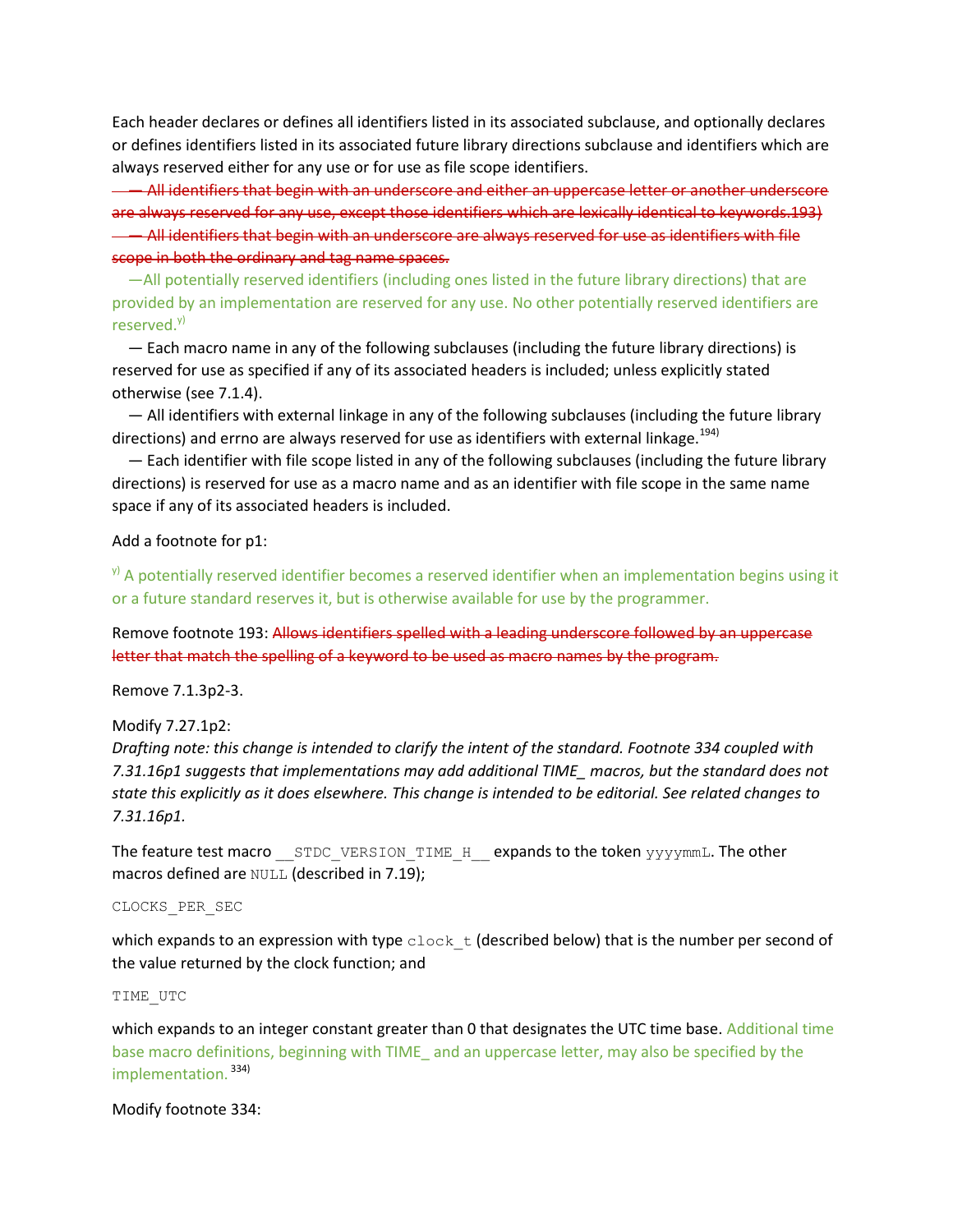Each header declares or defines all identifiers listed in its associated subclause, and optionally declares or defines identifiers listed in its associated future library directions subclause and identifiers which are always reserved either for any use or for use as file scope identifiers.

~~— All identifiers that begin with an underscore and either an uppercase letter or another underscore are always reserved for any use, except those identifiers which are lexically identical to keywords.193)~~

~~— All identifiers that begin with an underscore are always reserved for use as identifiers with file scope in both the ordinary and tag name spaces.~~

—All potentially reserved identifiers (including ones listed in the future library directions) that are provided by an implementation are reserved for any use. No other potentially reserved identifiers are reserved.[y)]

— Each macro name in any of the following subclauses (including the future library directions) is reserved for use as specified if any of its associated headers is included; unless explicitly stated otherwise (see 7.1.4).

— All identifiers with external linkage in any of the following subclauses (including the future library directions) and errno are always reserved for use as identifiers with external linkage.[194)]

— Each identifier with file scope listed in any of the following subclauses (including the future library directions) is reserved for use as a macro name and as an identifier with file scope in the same name space if any of its associated headers is included.

Add a footnote for p1:

[y)] A potentially reserved identifier becomes a reserved identifier when an implementation begins using it or a future standard reserves it, but is otherwise available for use by the programmer.

Remove footnote 193: ~~Allows identifiers spelled with a leading underscore followed by an uppercase letter that match the spelling of a keyword to be used as macro names by the program.~~

Remove 7.1.3p2-3.

Modify 7.27.1p2:

*Drafting note: this change is intended to clarify the intent of the standard. Footnote 334 coupled with 7.31.16p1 suggests that implementations may add additional TIME_ macros, but the standard does not state this explicitly as it does elsewhere. This change is intended to be editorial. See related changes to 7.31.16p1.*

The feature test macro `__STDC_VERSION_TIME_H__` expands to the token `yyyymmL`. The other macros defined are `NULL` (described in 7.19);

```
CLOCKS_PER_SEC
```

which expands to an expression with type `clock_t` (described below) that is the number per second of the value returned by the clock function; and

```
TIME_UTC
```

which expands to an integer constant greater than 0 that designates the UTC time base. Additional time base macro definitions, beginning with TIME_ and an uppercase letter, may also be specified by the implementation.[334)]

Modify footnote 334: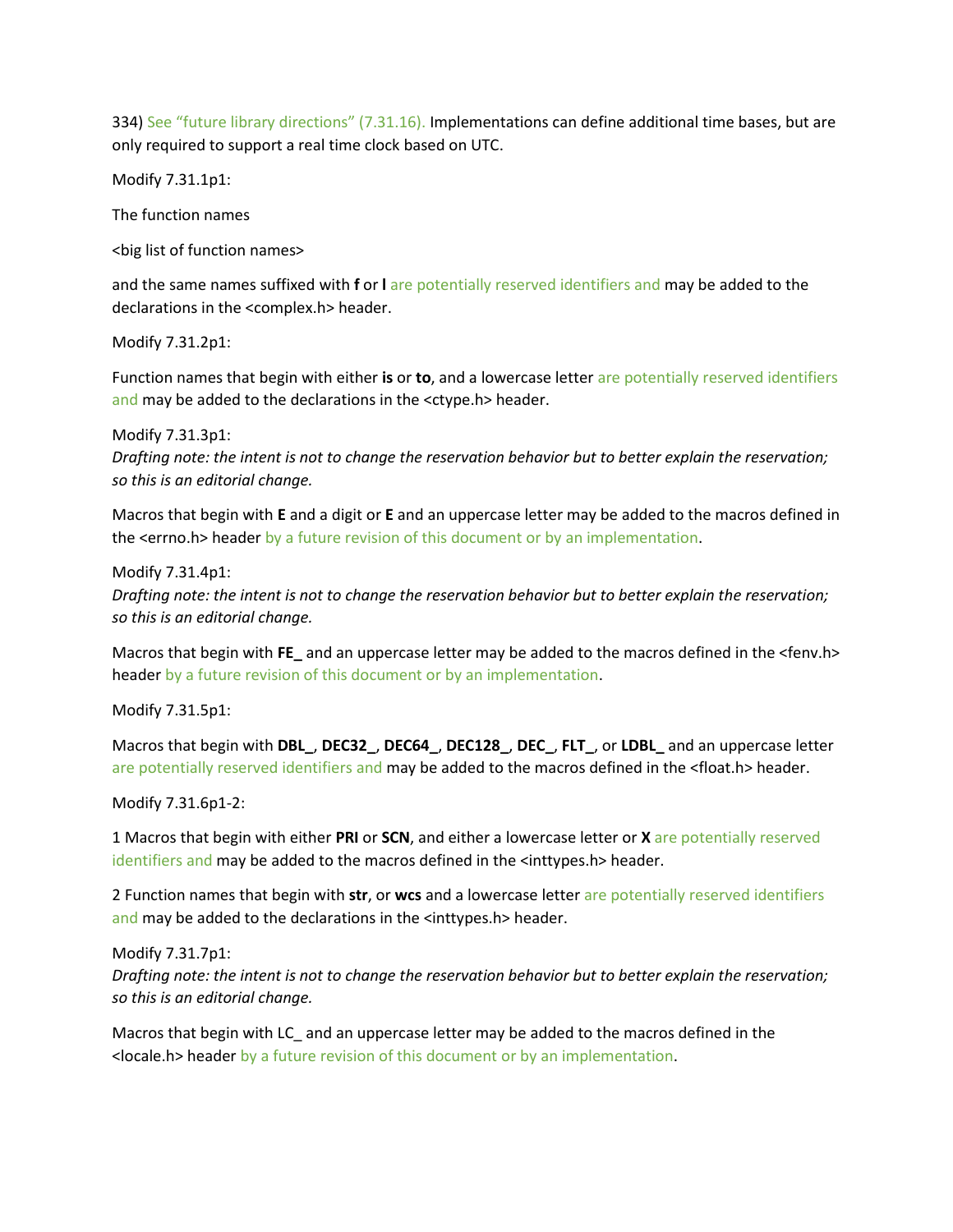334) See "future library directions" (7.31.16). Implementations can define additional time bases, but are only required to support a real time clock based on UTC.

Modify 7.31.1p1:

The function names

<big list of function names>

and the same names suffixed with **f** or **l** are potentially reserved identifiers and may be added to the declarations in the <complex.h> header.

Modify 7.31.2p1:

Function names that begin with either **is** or **to**, and a lowercase letter are potentially reserved identifiers and may be added to the declarations in the <ctype.h> header.

Modify 7.31.3p1:
*Drafting note: the intent is not to change the reservation behavior but to better explain the reservation; so this is an editorial change.*

Macros that begin with **E** and a digit or **E** and an uppercase letter may be added to the macros defined in the <errno.h> header by a future revision of this document or by an implementation.

Modify 7.31.4p1:
*Drafting note: the intent is not to change the reservation behavior but to better explain the reservation; so this is an editorial change.*

Macros that begin with **FE_** and an uppercase letter may be added to the macros defined in the <fenv.h> header by a future revision of this document or by an implementation.

Modify 7.31.5p1:

Macros that begin with **DBL_**, **DEC32_**, **DEC64_**, **DEC128_**, **DEC_**, **FLT_**, or **LDBL_** and an uppercase letter are potentially reserved identifiers and may be added to the macros defined in the <float.h> header.

Modify 7.31.6p1-2:

1 Macros that begin with either **PRI** or **SCN**, and either a lowercase letter or **X** are potentially reserved identifiers and may be added to the macros defined in the <inttypes.h> header.

2 Function names that begin with **str**, or **wcs** and a lowercase letter are potentially reserved identifiers and may be added to the declarations in the <inttypes.h> header.

Modify 7.31.7p1:
*Drafting note: the intent is not to change the reservation behavior but to better explain the reservation; so this is an editorial change.*

Macros that begin with LC_ and an uppercase letter may be added to the macros defined in the <locale.h> header by a future revision of this document or by an implementation.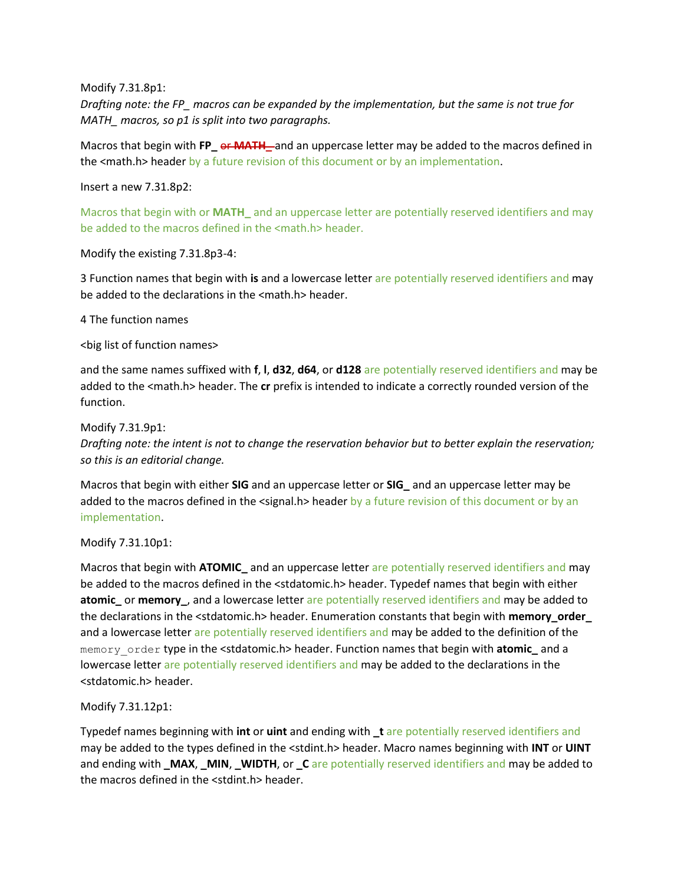Modify 7.31.8p1:

*Drafting note: the FP_ macros can be expanded by the implementation, but the same is not true for MATH_ macros, so p1 is split into two paragraphs.*

Macros that begin with **FP_** ~~or **MATH_**~~ and an uppercase letter may be added to the macros defined in the <math.h> header by a future revision of this document or by an implementation.

Insert a new 7.31.8p2:

Macros that begin with or **MATH_** and an uppercase letter are potentially reserved identifiers and may be added to the macros defined in the <math.h> header.

Modify the existing 7.31.8p3-4:

3 Function names that begin with **is** and a lowercase letter are potentially reserved identifiers and may be added to the declarations in the <math.h> header.

4 The function names

<big list of function names>

and the same names suffixed with **f**, **l**, **d32**, **d64**, or **d128** are potentially reserved identifiers and may be added to the <math.h> header. The **cr** prefix is intended to indicate a correctly rounded version of the function.

Modify 7.31.9p1:

*Drafting note: the intent is not to change the reservation behavior but to better explain the reservation; so this is an editorial change.*

Macros that begin with either **SIG** and an uppercase letter or **SIG_** and an uppercase letter may be added to the macros defined in the <signal.h> header by a future revision of this document or by an implementation.

Modify 7.31.10p1:

Macros that begin with **ATOMIC_** and an uppercase letter are potentially reserved identifiers and may be added to the macros defined in the <stdatomic.h> header. Typedef names that begin with either **atomic_** or **memory_**, and a lowercase letter are potentially reserved identifiers and may be added to the declarations in the <stdatomic.h> header. Enumeration constants that begin with **memory_order_** and a lowercase letter are potentially reserved identifiers and may be added to the definition of the `memory_order` type in the <stdatomic.h> header. Function names that begin with **atomic_** and a lowercase letter are potentially reserved identifiers and may be added to the declarations in the <stdatomic.h> header.

Modify 7.31.12p1:

Typedef names beginning with **int** or **uint** and ending with **_t** are potentially reserved identifiers and may be added to the types defined in the <stdint.h> header. Macro names beginning with **INT** or **UINT** and ending with **_MAX**, **_MIN**, **_WIDTH**, or **_C** are potentially reserved identifiers and may be added to the macros defined in the <stdint.h> header.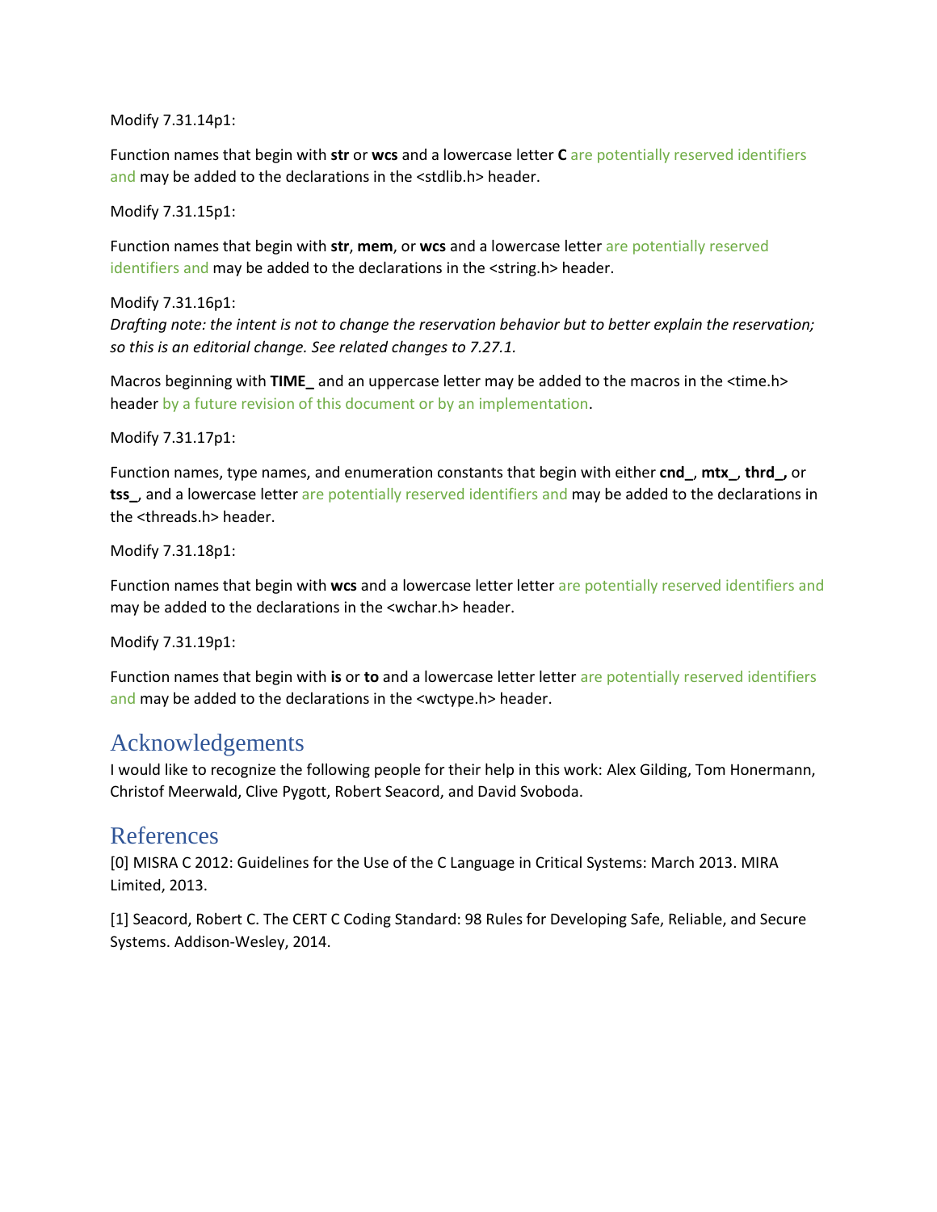Modify 7.31.14p1:

Function names that begin with **str** or **wcs** and a lowercase letter **C** are potentially reserved identifiers and may be added to the declarations in the <stdlib.h> header.

Modify 7.31.15p1:

Function names that begin with **str**, **mem**, or **wcs** and a lowercase letter are potentially reserved identifiers and may be added to the declarations in the <string.h> header.

Modify 7.31.16p1:

*Drafting note: the intent is not to change the reservation behavior but to better explain the reservation; so this is an editorial change. See related changes to 7.27.1.*

Macros beginning with **TIME_** and an uppercase letter may be added to the macros in the <time.h> header by a future revision of this document or by an implementation.

Modify 7.31.17p1:

Function names, type names, and enumeration constants that begin with either **cnd_**, **mtx_**, **thrd_**, or **tss_**, and a lowercase letter are potentially reserved identifiers and may be added to the declarations in the <threads.h> header.

Modify 7.31.18p1:

Function names that begin with **wcs** and a lowercase letter letter are potentially reserved identifiers and may be added to the declarations in the <wchar.h> header.

Modify 7.31.19p1:

Function names that begin with **is** or **to** and a lowercase letter letter are potentially reserved identifiers and may be added to the declarations in the <wctype.h> header.

# Acknowledgements

I would like to recognize the following people for their help in this work: Alex Gilding, Tom Honermann, Christof Meerwald, Clive Pygott, Robert Seacord, and David Svoboda.

# References

[0] MISRA C 2012: Guidelines for the Use of the C Language in Critical Systems: March 2013. MIRA Limited, 2013.

[1] Seacord, Robert C. The CERT C Coding Standard: 98 Rules for Developing Safe, Reliable, and Secure Systems. Addison-Wesley, 2014.